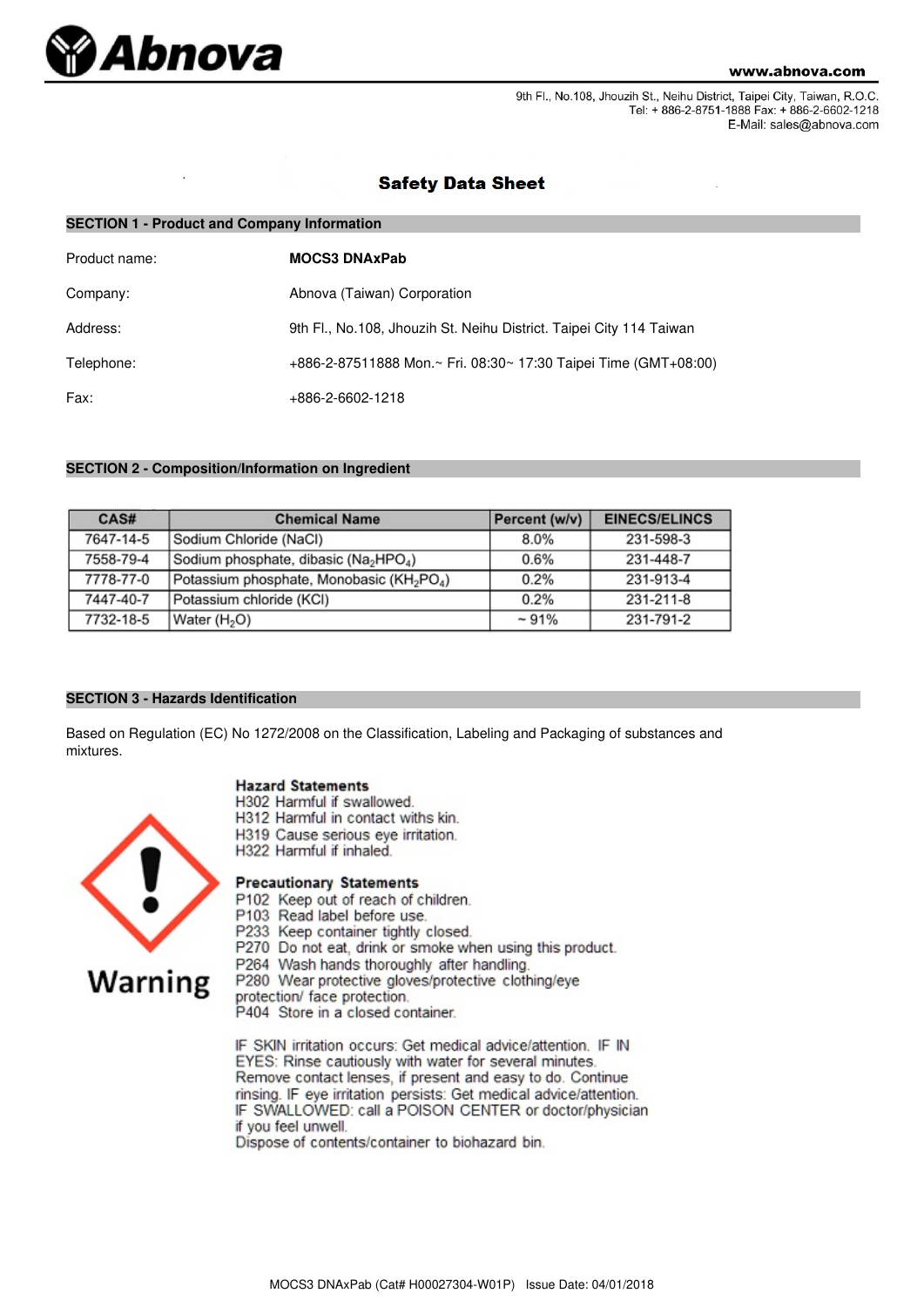# Abnova

www.abnova.com

9th Fl., No.108, Jhouzih St., Neihu District, Taipei City, Taiwan, R.O.C.
Tel: + 886-2-8751-1888 Fax: + 886-2-6602-1218
E-Mail: sales@abnova.com

## Safety Data Sheet

### SECTION 1 - Product and Company Information

| | |
|---|---|
| Product name: | **MOCS3 DNAxPab** |
| Company: | Abnova (Taiwan) Corporation |
| Address: | 9th Fl., No.108, Jhouzih St. Neihu District. Taipei City 114 Taiwan |
| Telephone: | +886-2-87511888 Mon.~ Fri. 08:30~ 17:30 Taipei Time (GMT+08:00) |
| Fax: | +886-2-6602-1218 |

### SECTION 2 - Composition/Information on Ingredient

| CAS# | Chemical Name | Percent (w/v) | EINECS/ELINCS |
|---|---|---|---|
| 7647-14-5 | Sodium Chloride (NaCl) | 8.0% | 231-598-3 |
| 7558-79-4 | Sodium phosphate, dibasic ($Na_2HPO_4$) | 0.6% | 231-448-7 |
| 7778-77-0 | Potassium phosphate, Monobasic ($KH_2PO_4$) | 0.2% | 231-913-4 |
| 7447-40-7 | Potassium chloride (KCl) | 0.2% | 231-211-8 |
| 7732-18-5 | Water ($H_2O$) | ~ 91% | 231-791-2 |

### SECTION 3 - Hazards Identification

Based on Regulation (EC) No 1272/2008 on the Classification, Labeling and Packaging of substances and mixtures.

Warning

**Hazard Statements**

H302 Harmful if swallowed.
H312 Harmful in contact withs kin.
H319 Cause serious eye irritation.
H322 Harmful if inhaled.

**Precautionary Statements**

P102 Keep out of reach of children.
P103 Read label before use.
P233 Keep container tightly closed.
P270 Do not eat, drink or smoke when using this product.
P264 Wash hands thoroughly after handling.
P280 Wear protective gloves/protective clothing/eye protection/ face protection.
P404 Store in a closed container.

IF SKIN irritation occurs: Get medical advice/attention. IF IN EYES: Rinse cautiously with water for several minutes. Remove contact lenses, if present and easy to do. Continue rinsing. IF eye irritation persists: Get medical advice/attention. IF SWALLOWED: call a POISON CENTER or doctor/physician if you feel unwell.
Dispose of contents/container to biohazard bin.

MOCS3 DNAxPab (Cat# H00027304-W01P) Issue Date: 04/01/2018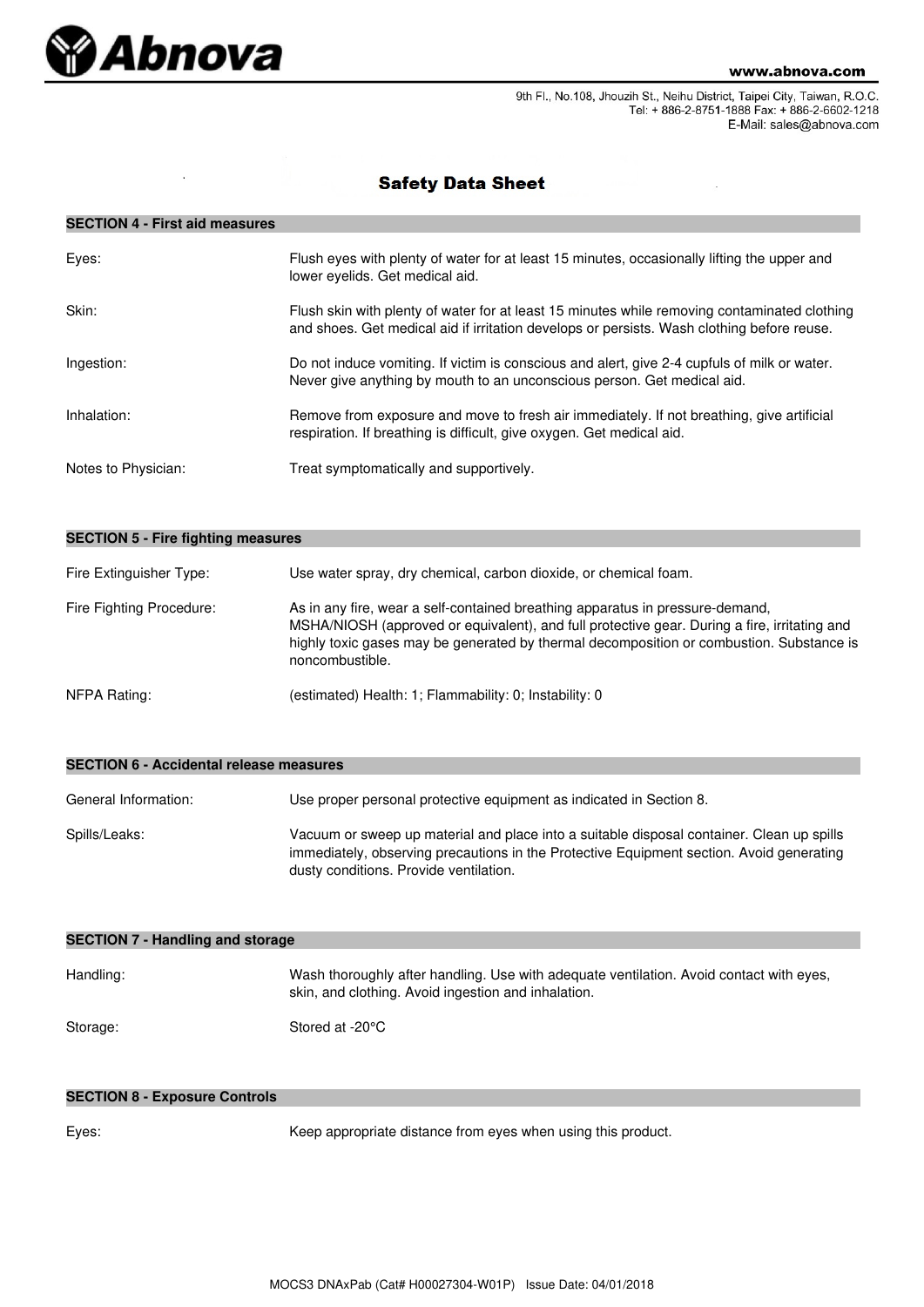# Safety Data Sheet

## SECTION 4 - First aid measures

**Eyes:** Flush eyes with plenty of water for at least 15 minutes, occasionally lifting the upper and lower eyelids. Get medical aid.

**Skin:** Flush skin with plenty of water for at least 15 minutes while removing contaminated clothing and shoes. Get medical aid if irritation develops or persists. Wash clothing before reuse.

**Ingestion:** Do not induce vomiting. If victim is conscious and alert, give 2-4 cupfuls of milk or water. Never give anything by mouth to an unconscious person. Get medical aid.

**Inhalation:** Remove from exposure and move to fresh air immediately. If not breathing, give artificial respiration. If breathing is difficult, give oxygen. Get medical aid.

**Notes to Physician:** Treat symptomatically and supportively.

## SECTION 5 - Fire fighting measures

**Fire Extinguisher Type:** Use water spray, dry chemical, carbon dioxide, or chemical foam.

**Fire Fighting Procedure:** As in any fire, wear a self-contained breathing apparatus in pressure-demand, MSHA/NIOSH (approved or equivalent), and full protective gear. During a fire, irritating and highly toxic gases may be generated by thermal decomposition or combustion. Substance is noncombustible.

**NFPA Rating:** (estimated) Health: 1; Flammability: 0; Instability: 0

## SECTION 6 - Accidental release measures

**General Information:** Use proper personal protective equipment as indicated in Section 8.

**Spills/Leaks:** Vacuum or sweep up material and place into a suitable disposal container. Clean up spills immediately, observing precautions in the Protective Equipment section. Avoid generating dusty conditions. Provide ventilation.

## SECTION 7 - Handling and storage

**Handling:** Wash thoroughly after handling. Use with adequate ventilation. Avoid contact with eyes, skin, and clothing. Avoid ingestion and inhalation.

**Storage:** Stored at -20°C

## SECTION 8 - Exposure Controls

**Eyes:** Keep appropriate distance from eyes when using this product.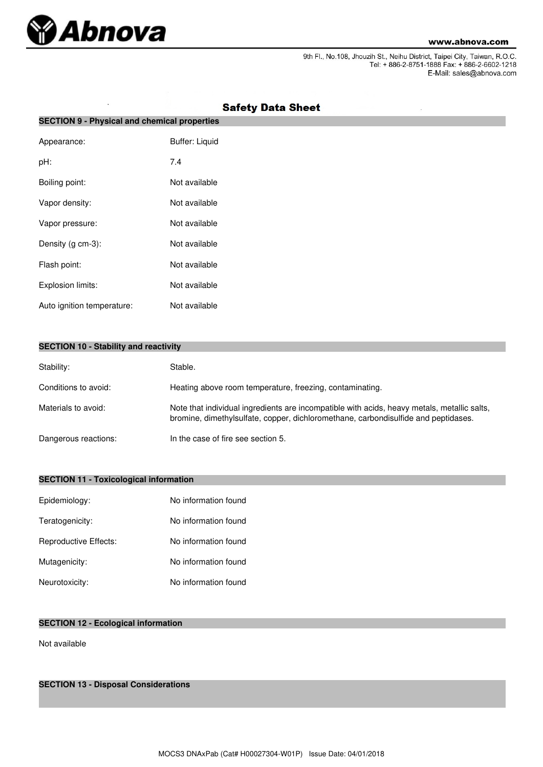## Safety Data Sheet

### SECTION 9 - Physical and chemical properties

| | |
|---|---|
| Appearance: | Buffer: Liquid |
| pH: | 7.4 |
| Boiling point: | Not available |
| Vapor density: | Not available |
| Vapor pressure: | Not available |
| Density (g cm-3): | Not available |
| Flash point: | Not available |
| Explosion limits: | Not available |
| Auto ignition temperature: | Not available |

### SECTION 10 - Stability and reactivity

| | |
|---|---|
| Stability: | Stable. |
| Conditions to avoid: | Heating above room temperature, freezing, contaminating. |
| Materials to avoid: | Note that individual ingredients are incompatible with acids, heavy metals, metallic salts, bromine, dimethylsulfate, copper, dichloromethane, carbondisulfide and peptidases. |
| Dangerous reactions: | In the case of fire see section 5. |

### SECTION 11 - Toxicological information

| | |
|---|---|
| Epidemiology: | No information found |
| Teratogenicity: | No information found |
| Reproductive Effects: | No information found |
| Mutagenicity: | No information found |
| Neurotoxicity: | No information found |

### SECTION 12 - Ecological information

Not available

### SECTION 13 - Disposal Considerations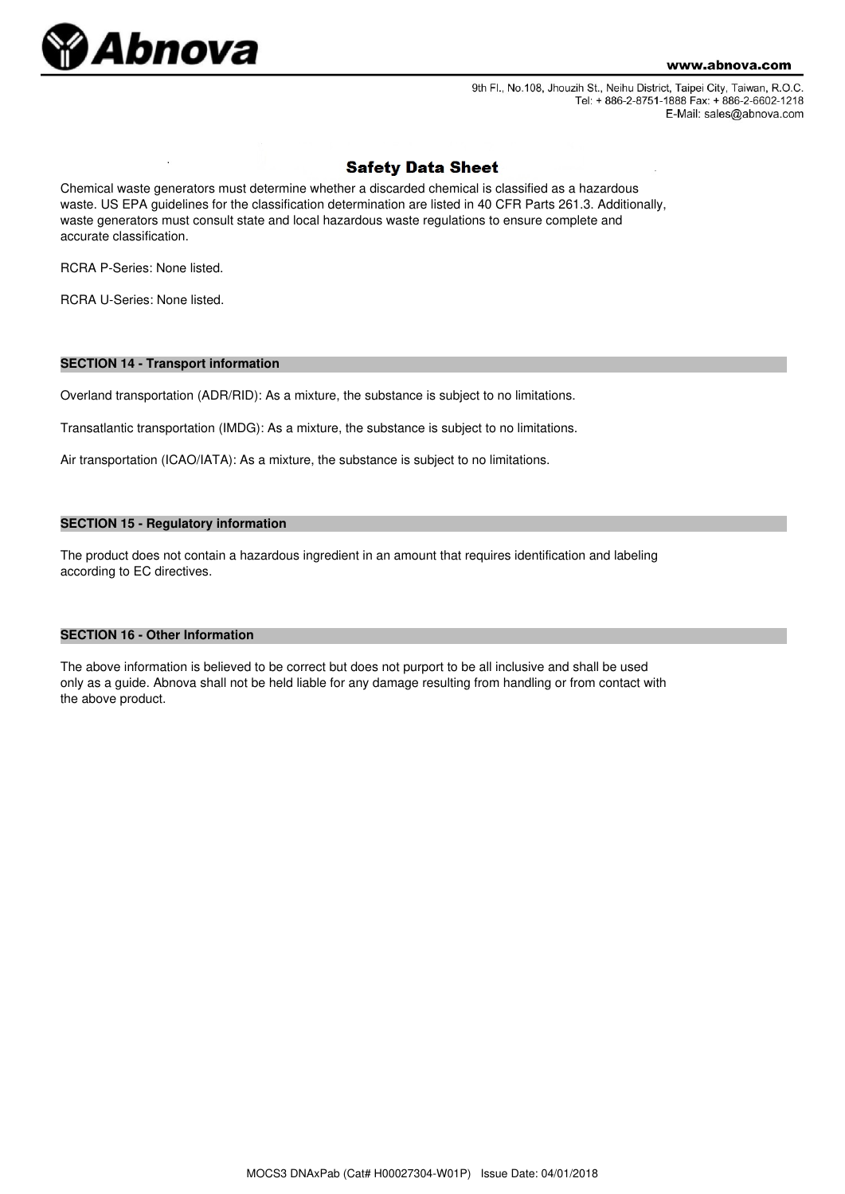Chemical waste generators must determine whether a discarded chemical is classified as a hazardous waste. US EPA guidelines for the classification determination are listed in 40 CFR Parts 261.3. Additionally, waste generators must consult state and local hazardous waste regulations to ensure complete and accurate classification.

RCRA P-Series: None listed.

RCRA U-Series: None listed.

## SECTION 14 - Transport information

Overland transportation (ADR/RID): As a mixture, the substance is subject to no limitations.

Transatlantic transportation (IMDG): As a mixture, the substance is subject to no limitations.

Air transportation (ICAO/IATA): As a mixture, the substance is subject to no limitations.

## SECTION 15 - Regulatory information

The product does not contain a hazardous ingredient in an amount that requires identification and labeling according to EC directives.

## SECTION 16 - Other Information

The above information is believed to be correct but does not purport to be all inclusive and shall be used only as a guide. Abnova shall not be held liable for any damage resulting from handling or from contact with the above product.